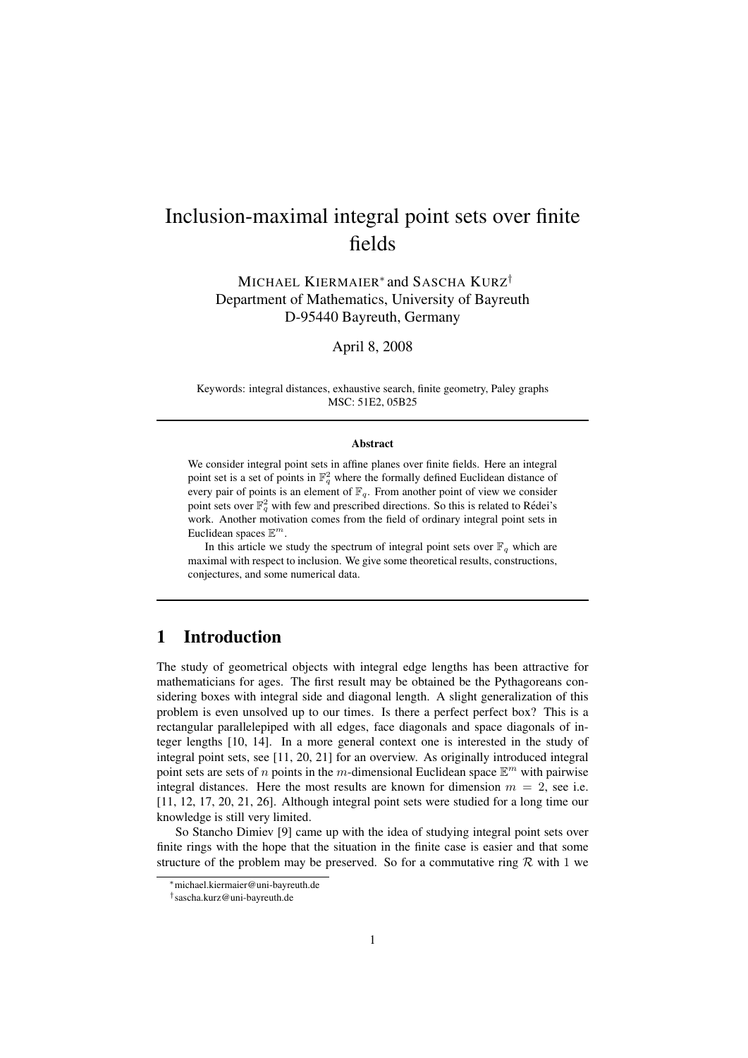# Inclusion-maximal integral point sets over finite fields

MICHAEL KIERMAIER* and SASCHA KURZ†
Department of Mathematics, University of Bayreuth
D-95440 Bayreuth, Germany

April 8, 2008

Keywords: integral distances, exhaustive search, finite geometry, Paley graphs
MSC: 51E2, 05B25

## Abstract

We consider integral point sets in affine planes over finite fields. Here an integral point set is a set of points in $\mathbb{F}_q^2$ where the formally defined Euclidean distance of every pair of points is an element of $\mathbb{F}_q$. From another point of view we consider point sets over $\mathbb{F}_q^2$ with few and prescribed directions. So this is related to Rédei's work. Another motivation comes from the field of ordinary integral point sets in Euclidean spaces $\mathbb{E}^m$.

In this article we study the spectrum of integral point sets over $\mathbb{F}_q$ which are maximal with respect to inclusion. We give some theoretical results, constructions, conjectures, and some numerical data.

## 1 Introduction

The study of geometrical objects with integral edge lengths has been attractive for mathematicians for ages. The first result may be obtained be the Pythagoreans considering boxes with integral side and diagonal length. A slight generalization of this problem is even unsolved up to our times. Is there a perfect perfect box? This is a rectangular parallelepiped with all edges, face diagonals and space diagonals of integer lengths [10, 14]. In a more general context one is interested in the study of integral point sets, see [11, 20, 21] for an overview. As originally introduced integral point sets are sets of $n$ points in the $m$-dimensional Euclidean space $\mathbb{E}^m$ with pairwise integral distances. Here the most results are known for dimension $m = 2$, see i.e. [11, 12, 17, 20, 21, 26]. Although integral point sets were studied for a long time our knowledge is still very limited.

So Stancho Dimiev [9] came up with the idea of studying integral point sets over finite rings with the hope that the situation in the finite case is easier and that some structure of the problem may be preserved. So for a commutative ring $\mathcal{R}$ with 1 we

*michael.kiermaier@uni-bayreuth.de
†sascha.kurz@uni-bayreuth.de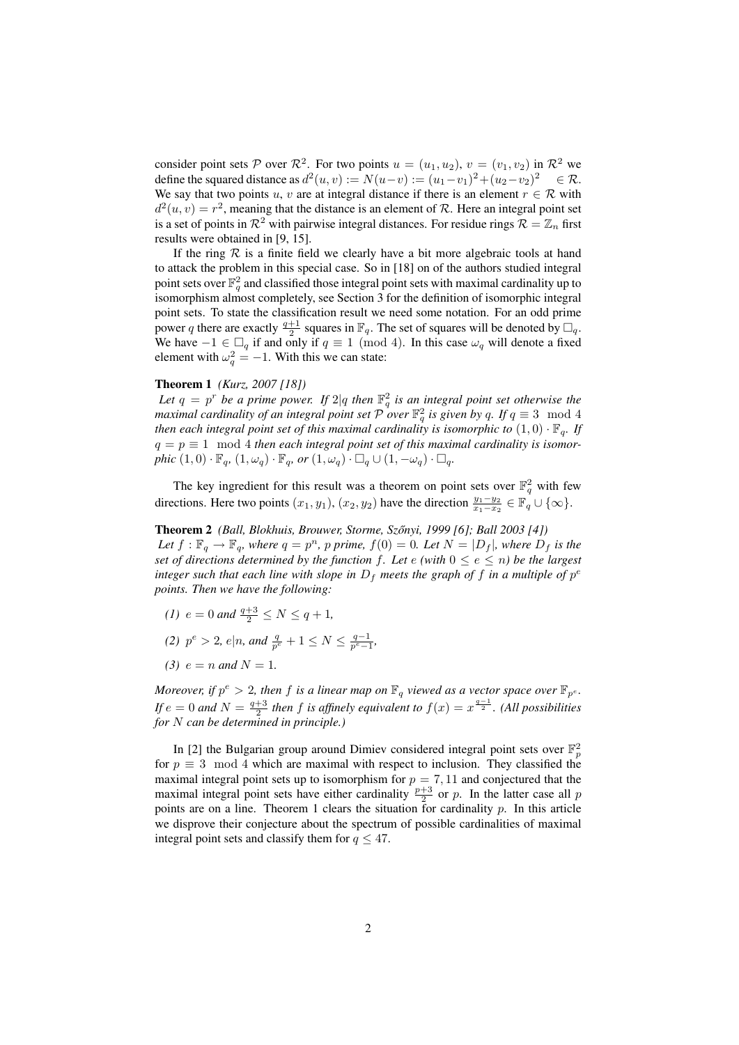consider point sets $\mathcal{P}$ over $\mathcal{R}^2$. For two points $u = (u_1, u_2)$, $v = (v_1, v_2)$ in $\mathcal{R}^2$ we define the squared distance as $d^2(u, v) := N(u-v) := (u_1-v_1)^2+(u_2-v_2)^2 \quad \in \mathcal{R}$. We say that two points $u$, $v$ are at integral distance if there is an element $r \in \mathcal{R}$ with $d^2(u, v) = r^2$, meaning that the distance is an element of $\mathcal{R}$. Here an integral point set is a set of points in $\mathcal{R}^2$ with pairwise integral distances. For residue rings $\mathcal{R} = \mathbb{Z}_n$ first results were obtained in [9, 15].

If the ring $\mathcal{R}$ is a finite field we clearly have a bit more algebraic tools at hand to attack the problem in this special case. So in [18] on of the authors studied integral point sets over $\mathbb{F}_q^2$ and classified those integral point sets with maximal cardinality up to isomorphism almost completely, see Section 3 for the definition of isomorphic integral point sets. To state the classification result we need some notation. For an odd prime power $q$ there are exactly $\frac{q+1}{2}$ squares in $\mathbb{F}_q$. The set of squares will be denoted by $\square_q$. We have $-1 \in \square_q$ if and only if $q \equiv 1 \pmod 4$. In this case $\omega_q$ will denote a fixed element with $\omega_q^2 = -1$. With this we can state:

**Theorem 1** *(Kurz, 2007 [18])*
*Let $q = p^r$ be a prime power. If $2|q$ then $\mathbb{F}_q^2$ is an integral point set otherwise the maximal cardinality of an integral point set $\mathcal{P}$ over $\mathbb{F}_q^2$ is given by $q$. If $q \equiv 3 \mod 4$ then each integral point set of this maximal cardinality is isomorphic to $(1, 0) \cdot \mathbb{F}_q$. If $q = p \equiv 1 \mod 4$ then each integral point set of this maximal cardinality is isomorphic $(1, 0) \cdot \mathbb{F}_q$, $(1, \omega_q) \cdot \mathbb{F}_q$, or $(1, \omega_q) \cdot \square_q \cup (1, -\omega_q) \cdot \square_q$.*

The key ingredient for this result was a theorem on point sets over $\mathbb{F}_q^2$ with few directions. Here two points $(x_1, y_1)$, $(x_2, y_2)$ have the direction $\frac{y_1-y_2}{x_1-x_2} \in \mathbb{F}_q \cup \{\infty\}$.

**Theorem 2** *(Ball, Blokhuis, Brouwer, Storme, Szőnyi, 1999 [6]; Ball 2003 [4])*
*Let $f : \mathbb{F}_q \to \mathbb{F}_q$, where $q = p^n$, $p$ prime, $f(0) = 0$. Let $N = |D_f|$, where $D_f$ is the set of directions determined by the function $f$. Let $e$ (with $0 \le e \le n$) be the largest integer such that each line with slope in $D_f$ meets the graph of $f$ in a multiple of $p^e$ points. Then we have the following:*

*(1) $e = 0$ and $\frac{q+3}{2} \le N \le q + 1$,*

*(2) $p^e > 2$, $e|n$, and $\frac{q}{p^e} + 1 \le N \le \frac{q-1}{p^e-1}$,*

*(3) $e = n$ and $N = 1$.*

*Moreover, if $p^e > 2$, then $f$ is a linear map on $\mathbb{F}_q$ viewed as a vector space over $\mathbb{F}_{p^e}$. If $e = 0$ and $N = \frac{q+3}{2}$ then $f$ is affinely equivalent to $f(x) = x^{\frac{q-1}{2}}$. (All possibilities for $N$ can be determined in principle.)*

In [2] the Bulgarian group around Dimiev considered integral point sets over $\mathbb{F}_p^2$ for $p \equiv 3 \mod 4$ which are maximal with respect to inclusion. They classified the maximal integral point sets up to isomorphism for $p = 7, 11$ and conjectured that the maximal integral point sets have either cardinality $\frac{p+3}{2}$ or $p$. In the latter case all $p$ points are on a line. Theorem 1 clears the situation for cardinality $p$. In this article we disprove their conjecture about the spectrum of possible cardinalities of maximal integral point sets and classify them for $q \le 47$.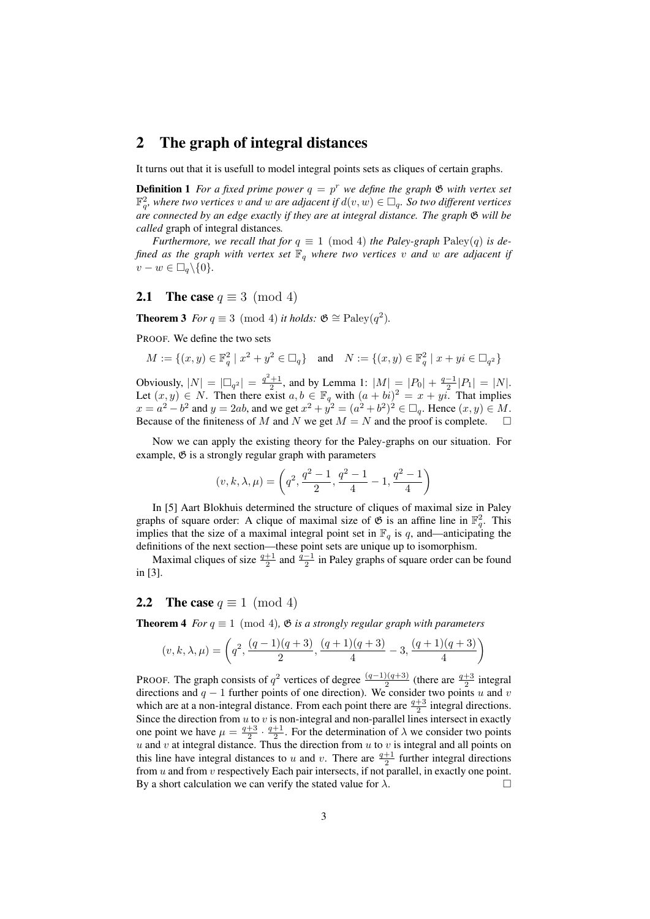## 2 The graph of integral distances

It turns out that it is usefull to model integral points sets as cliques of certain graphs.

**Definition 1** *For a fixed prime power $q = p^r$ we define the graph $\mathfrak{G}$ with vertex set $\mathbb{F}_q^2$, where two vertices $v$ and $w$ are adjacent if $d(v, w) \in \square_q$. So two different vertices are connected by an edge exactly if they are at integral distance. The graph $\mathfrak{G}$ will be called* graph of integral distances*.*

*Furthermore, we recall that for $q \equiv 1 \pmod 4$ the Paley-graph $\operatorname{Paley}(q)$ is defined as the graph with vertex set $\mathbb{F}_q$ where two vertices $v$ and $w$ are adjacent if $v - w \in \square_q \backslash \{0\}$.*

### 2.1 The case $q \equiv 3 \pmod 4$

**Theorem 3** *For $q \equiv 3 \pmod 4$ it holds: $\mathfrak{G} \cong \operatorname{Paley}(q^2)$.*

PROOF. We define the two sets

$$M := \{(x, y) \in \mathbb{F}_q^2 \mid x^2 + y^2 \in \square_q\} \quad \text{and} \quad N := \{(x, y) \in \mathbb{F}_q^2 \mid x + yi \in \square_{q^2}\}$$

Obviously, $|N| = |\square_{q^2}| = \frac{q^2+1}{2}$, and by Lemma 1: $|M| = |P_0| + \frac{q-1}{2}|P_1| = |N|$. Let $(x, y) \in N$. Then there exist $a, b \in \mathbb{F}_q$ with $(a + bi)^2 = x + yi$. That implies $x = a^2 - b^2$ and $y = 2ab$, and we get $x^2 + y^2 = (a^2 + b^2)^2 \in \square_q$. Hence $(x, y) \in M$. Because of the finiteness of $M$ and $N$ we get $M = N$ and the proof is complete. $\square$

Now we can apply the existing theory for the Paley-graphs on our situation. For example, $\mathfrak{G}$ is a strongly regular graph with parameters

$$(v, k, \lambda, \mu) = \left(q^2, \frac{q^2 - 1}{2}, \frac{q^2 - 1}{4} - 1, \frac{q^2 - 1}{4}\right)$$

In [5] Aart Blokhuis determined the structure of cliques of maximal size in Paley graphs of square order: A clique of maximal size of $\mathfrak{G}$ is an affine line in $\mathbb{F}_q^2$. This implies that the size of a maximal integral point set in $\mathbb{F}_q$ is $q$, and—anticipating the definitions of the next section—these point sets are unique up to isomorphism.

Maximal cliques of size $\frac{q+1}{2}$ and $\frac{q-1}{2}$ in Paley graphs of square order can be found in [3].

### 2.2 The case $q \equiv 1 \pmod 4$

**Theorem 4** *For $q \equiv 1 \pmod 4$, $\mathfrak{G}$ is a strongly regular graph with parameters*

$$(v, k, \lambda, \mu) = \left(q^2, \frac{(q-1)(q+3)}{2}, \frac{(q+1)(q+3)}{4} - 3, \frac{(q+1)(q+3)}{4}\right)$$

PROOF. The graph consists of $q^2$ vertices of degree $\frac{(q-1)(q+3)}{2}$ (there are $\frac{q+3}{2}$ integral directions and $q - 1$ further points of one direction). We consider two points $u$ and $v$ which are at a non-integral distance. From each point there are $\frac{q+3}{2}$ integral directions. Since the direction from $u$ to $v$ is non-integral and non-parallel lines intersect in exactly one point we have $\mu = \frac{q+3}{2} \cdot \frac{q+1}{2}$. For the determination of $\lambda$ we consider two points $u$ and $v$ at integral distance. Thus the direction from $u$ to $v$ is integral and all points on this line have integral distances to $u$ and $v$. There are $\frac{q+1}{2}$ further integral directions from $u$ and from $v$ respectively Each pair intersects, if not parallel, in exactly one point. By a short calculation we can verify the stated value for $\lambda$. $\square$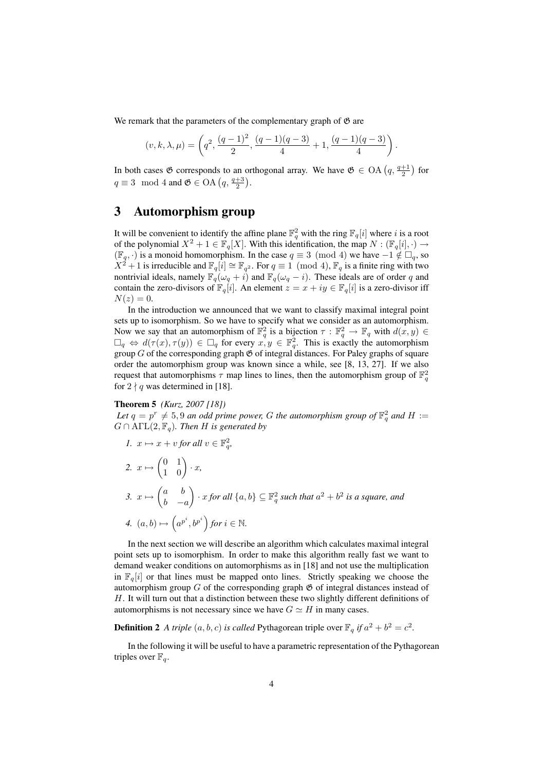We remark that the parameters of the complementary graph of $\mathfrak{G}$ are

$$(v,k,\lambda,\mu)=\left(q^2,\frac{(q-1)^2}{2},\frac{(q-1)(q-3)}{4}+1,\frac{(q-1)(q-3)}{4}\right).$$

In both cases $\mathfrak{G}$ corresponds to an orthogonal array. We have $\mathfrak{G}\in\mathrm{OA}\left(q,\frac{q+1}{2}\right)$ for $q\equiv 3 \mod 4$ and $\mathfrak{G}\in\mathrm{OA}\left(q,\frac{q+3}{2}\right)$.

## 3 Automorphism group

It will be convenient to identify the affine plane $\mathbb{F}_q^2$ with the ring $\mathbb{F}_q[i]$ where $i$ is a root of the polynomial $X^2+1\in\mathbb{F}_q[X]$. With this identification, the map $N:(\mathbb{F}_q[i],\cdot)\to(\mathbb{F}_q,\cdot)$ is a monoid homomorphism. In the case $q\equiv 3\pmod 4$ we have $-1\notin\square_q$, so $X^2+1$ is irreducible and $\mathbb{F}_q[i]\cong\mathbb{F}_{q^2}$. For $q\equiv 1\pmod 4$, $\mathbb{F}_q$ is a finite ring with two nontrivial ideals, namely $\mathbb{F}_q(\omega_q+i)$ and $\mathbb{F}_q(\omega_q-i)$. These ideals are of order $q$ and contain the zero-divisors of $\mathbb{F}_q[i]$. An element $z=x+iy\in\mathbb{F}_q[i]$ is a zero-divisor iff $N(z)=0$.

In the introduction we announced that we want to classify maximal integral point sets up to isomorphism. So we have to specify what we consider as an automorphism. Now we say that an automorphism of $\mathbb{F}_q^2$ is a bijection $\tau:\mathbb{F}_q^2\to\mathbb{F}_q$ with $d(x,y)\in\square_q\Leftrightarrow d(\tau(x),\tau(y))\in\square_q$ for every $x,y\in\mathbb{F}_q^2$. This is exactly the automorphism group $G$ of the corresponding graph $\mathfrak{G}$ of integral distances. For Paley graphs of square order the automorphism group was known since a while, see [8, 13, 27]. If we also request that automorphisms $\tau$ map lines to lines, then the automorphism group of $\mathbb{F}_q^2$ for $2\nmid q$ was determined in [18].

**Theorem 5** *(Kurz, 2007 [18])*
*Let $q=p^r\neq 5,9$ an odd prime power, $G$ the automorphism group of $\mathbb{F}_q^2$ and $H:=G\cap\mathrm{A\Gamma L}(2,\mathbb{F}_q)$. Then $H$ is generated by*

1. $x\mapsto x+v$ *for all* $v\in\mathbb{F}_q^2$,
2. $x\mapsto\begin{pmatrix}0&1\\1&0\end{pmatrix}\cdot x$,
3. $x\mapsto\begin{pmatrix}a&b\\b&-a\end{pmatrix}\cdot x$ *for all* $\{a,b\}\subseteq\mathbb{F}_q^2$ *such that* $a^2+b^2$ *is a square, and*
4. $(a,b)\mapsto\left(a^{p^i},b^{p^i}\right)$ *for* $i\in\mathbb{N}$.

In the next section we will describe an algorithm which calculates maximal integral point sets up to isomorphism. In order to make this algorithm really fast we want to demand weaker conditions on automorphisms as in [18] and not use the multiplication in $\mathbb{F}_q[i]$ or that lines must be mapped onto lines. Strictly speaking we choose the automorphism group $G$ of the corresponding graph $\mathfrak{G}$ of integral distances instead of $H$. It will turn out that a distinction between these two slightly different definitions of automorphisms is not necessary since we have $G\simeq H$ in many cases.

**Definition 2** *A triple $(a,b,c)$ is called* Pythagorean triple over $\mathbb{F}_q$ *if $a^2+b^2=c^2$.*

In the following it will be useful to have a parametric representation of the Pythagorean triples over $\mathbb{F}_q$.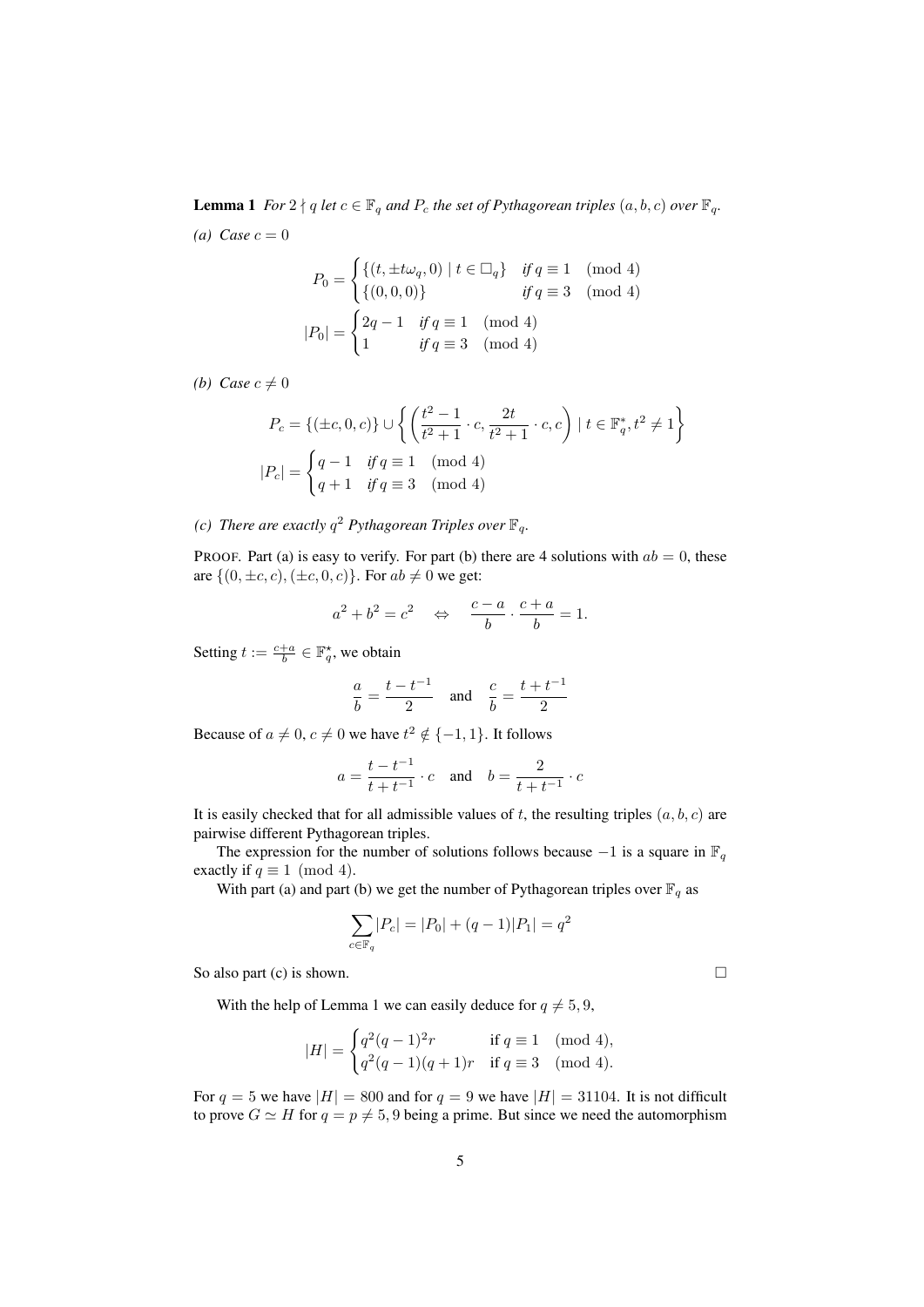**Lemma 1** *For $2 \nmid q$ let $c \in \mathbb{F}_q$ and $P_c$ the set of Pythagorean triples $(a,b,c)$ over $\mathbb{F}_q$.*

*(a) Case $c = 0$*

$$P_0 = \begin{cases} \{(t, \pm t\omega_q, 0) \mid t \in \square_q\} & \text{if } q \equiv 1 \pmod 4 \\ \{(0,0,0)\} & \text{if } q \equiv 3 \pmod 4 \end{cases}$$

$$|P_0| = \begin{cases} 2q-1 & \text{if } q \equiv 1 \pmod 4 \\ 1 & \text{if } q \equiv 3 \pmod 4 \end{cases}$$

*(b) Case $c \neq 0$*

$$P_c = \{(\pm c, 0, c)\} \cup \left\{ \left( \frac{t^2-1}{t^2+1} \cdot c, \frac{2t}{t^2+1} \cdot c, c \right) \mid t \in \mathbb{F}_q^*, t^2 \neq 1 \right\}$$

$$|P_c| = \begin{cases} q-1 & \text{if } q \equiv 1 \pmod 4 \\ q+1 & \text{if } q \equiv 3 \pmod 4 \end{cases}$$

*(c) There are exactly $q^2$ Pythagorean Triples over $\mathbb{F}_q$.*

Proof. Part (a) is easy to verify. For part (b) there are 4 solutions with $ab = 0$, these are $\{(0, \pm c, c), (\pm c, 0, c)\}$. For $ab \neq 0$ we get:

$$a^2 + b^2 = c^2 \quad \Leftrightarrow \quad \frac{c-a}{b} \cdot \frac{c+a}{b} = 1.$$

Setting $t := \frac{c+a}{b} \in \mathbb{F}_q^*$, we obtain

$$\frac{a}{b} = \frac{t - t^{-1}}{2} \quad \text{and} \quad \frac{c}{b} = \frac{t + t^{-1}}{2}$$

Because of $a \neq 0$, $c \neq 0$ we have $t^2 \notin \{-1, 1\}$. It follows

$$a = \frac{t - t^{-1}}{t + t^{-1}} \cdot c \quad \text{and} \quad b = \frac{2}{t + t^{-1}} \cdot c$$

It is easily checked that for all admissible values of $t$, the resulting triples $(a,b,c)$ are pairwise different Pythagorean triples.

The expression for the number of solutions follows because $-1$ is a square in $\mathbb{F}_q$ exactly if $q \equiv 1 \pmod 4$.

With part (a) and part (b) we get the number of Pythagorean triples over $\mathbb{F}_q$ as

$$\sum_{c \in \mathbb{F}_q} |P_c| = |P_0| + (q-1)|P_1| = q^2$$

So also part (c) is shown. $\square$

With the help of Lemma 1 we can easily deduce for $q \neq 5, 9$,

$$|H| = \begin{cases} q^2(q-1)^2 r & \text{if } q \equiv 1 \pmod 4, \\ q^2(q-1)(q+1)r & \text{if } q \equiv 3 \pmod 4. \end{cases}$$

For $q = 5$ we have $|H| = 800$ and for $q = 9$ we have $|H| = 31104$. It is not difficult to prove $G \simeq H$ for $q = p \neq 5, 9$ being a prime. But since we need the automorphism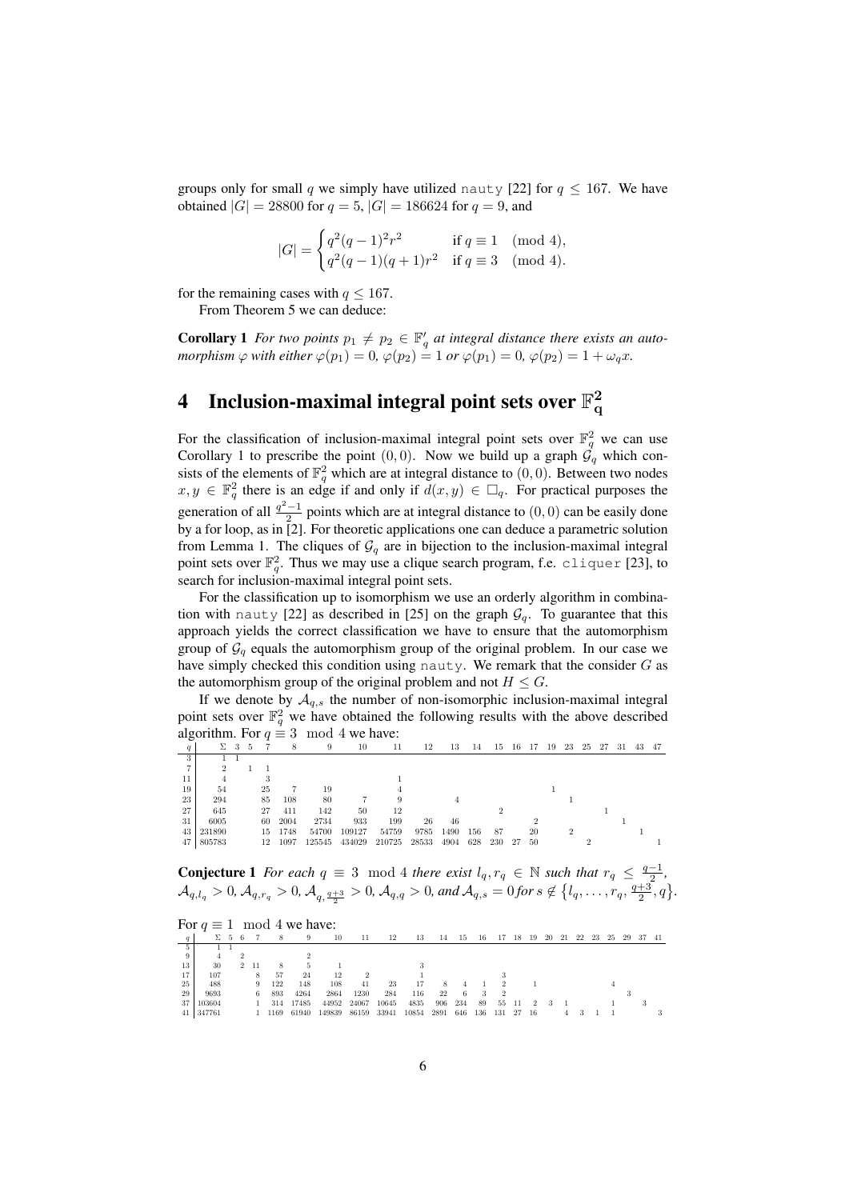groups only for small $q$ we simply have utilized nauty [22] for $q \leq 167$. We have obtained $|G| = 28800$ for $q = 5$, $|G| = 186624$ for $q = 9$, and

$$|G| = \begin{cases} q^2(q-1)^2 r^2 & \text{if } q \equiv 1 \pmod 4, \\ q^2(q-1)(q+1)r^2 & \text{if } q \equiv 3 \pmod 4. \end{cases}$$

for the remaining cases with $q \leq 167$.

From Theorem 5 we can deduce:

**Corollary 1** *For two points $p_1 \neq p_2 \in \mathbb{F}_q'$ at integral distance there exists an automorphism $\varphi$ with either $\varphi(p_1) = 0$, $\varphi(p_2) = 1$ or $\varphi(p_1) = 0$, $\varphi(p_2) = 1 + \omega_q x$.*

# 4 Inclusion-maximal integral point sets over $\mathbb{F}_q^2$

For the classification of inclusion-maximal integral point sets over $\mathbb{F}_q^2$ we can use Corollary 1 to prescribe the point $(0, 0)$. Now we build up a graph $\mathcal{G}_q$ which consists of the elements of $\mathbb{F}_q^2$ which are at integral distance to $(0, 0)$. Between two nodes $x, y \in \mathbb{F}_q^2$ there is an edge if and only if $d(x, y) \in \square_q$. For practical purposes the generation of all $\frac{q^2-1}{2}$ points which are at integral distance to $(0, 0)$ can be easily done by a for loop, as in [2]. For theoretic applications one can deduce a parametric solution from Lemma 1. The cliques of $\mathcal{G}_q$ are in bijection to the inclusion-maximal integral point sets over $\mathbb{F}_q^2$. Thus we may use a clique search program, f.e. cliquer [23], to search for inclusion-maximal integral point sets.

For the classification up to isomorphism we use an orderly algorithm in combination with nauty [22] as described in [25] on the graph $\mathcal{G}_q$. To guarantee that this approach yields the correct classification we have to ensure that the automorphism group of $\mathcal{G}_q$ equals the automorphism group of the original problem. In our case we have simply checked this condition using nauty. We remark that the consider $G$ as the automorphism group of the original problem and not $H \leq G$.

If we denote by $\mathcal{A}_{q,s}$ the number of non-isomorphic inclusion-maximal integral point sets over $\mathbb{F}_q^2$ we have obtained the following results with the above described algorithm. For $q \equiv 3 \mod 4$ we have:

| $q$ | $\Sigma$ | 3 | 5 | 7 | 8 | 9 | 10 | 11 | 12 | 13 | 14 | 15 | 16 | 17 | 19 | 23 | 25 | 27 | 31 | 43 | 47 |
|---|---|---|---|---|---|---|---|---|---|---|---|---|---|---|---|---|---|---|---|---|---|
| 3 | 1 | 1 | | | | | | | | | | | | | | | | | | | |
| 7 | 2 | | 1 | 1 | | | | | | | | | | | | | | | | | |
| 11 | 4 | | | 3 | | | | 1 | | | | | | | | | | | | | |
| 19 | 54 | | | 25 | 7 | 19 | | 4 | | | | | | | 1 | | | | | | |
| 23 | 294 | | | 85 | 108 | 80 | 7 | 9 | | 4 | | | | | | 1 | | | | | |
| 27 | 645 | | | 27 | 411 | 142 | 50 | 12 | | | | 2 | | | | | | 1 | | | |
| 31 | 6005 | | | 60 | 2004 | 2734 | 933 | 199 | 26 | 46 | | | | 2 | | | | | 1 | | |
| 43 | 231890 | | | 15 | 1748 | 54700 | 109127 | 54759 | 9785 | 1490 | 156 | 87 | | 20 | | 2 | | | | 1 | |
| 47 | 805783 | | | 12 | 1097 | 125545 | 434029 | 210725 | 28533 | 4904 | 628 | 230 | 27 | 50 | | | 2 | | | | 1 |

**Conjecture 1** *For each $q \equiv 3 \mod 4$ there exist $l_q, r_q \in \mathbb{N}$ such that $r_q \leq \frac{q-1}{2}$, $\mathcal{A}_{q,l_q} > 0$, $\mathcal{A}_{q,r_q} > 0$, $\mathcal{A}_{q,\frac{q+3}{2}} > 0$, $\mathcal{A}_{q,q} > 0$, and $\mathcal{A}_{q,s} = 0$ for $s \notin \left\{l_q, \ldots, r_q, \frac{q+3}{2}, q\right\}$.*

For $q \equiv 1 \mod 4$ we have:

| $q$ | $\Sigma$ | 5 | 6 | 7 | 8 | 9 | 10 | 11 | 12 | 13 | 14 | 15 | 16 | 17 | 18 | 19 | 20 | 21 | 22 | 23 | 25 | 29 | 37 | 41 |
|---|---|---|---|---|---|---|---|---|---|---|---|---|---|---|---|---|---|---|---|---|---|---|---|---|
| 5 | 1 | 1 | | | | | | | | | | | | | | | | | | | | | | |
| 9 | 4 | | 2 | | | 2 | | | | | | | | | | | | | | | | | | |
| 13 | 30 | | 2 | 11 | 8 | 5 | 1 | | | 3 | | | | | | | | | | | | | | |
| 17 | 107 | | | 8 | 57 | 24 | 12 | 2 | | 1 | | | | 3 | | | | | | | | | | |
| 25 | 488 | | | 9 | 122 | 148 | 108 | 41 | 23 | 17 | 8 | 4 | 1 | 2 | | 1 | | | | | 4 | | | |
| 29 | 9693 | | | 6 | 893 | 4264 | 2864 | 1230 | 284 | 116 | 22 | 6 | 3 | 2 | | | | | | | | 3 | | |
| 37 | 103604 | | | 1 | 314 | 17485 | 44952 | 24067 | 10645 | 4835 | 906 | 234 | 89 | 55 | 11 | 2 | 3 | 1 | | | 1 | | 3 | |
| 41 | 347761 | | | 1 | 1169 | 61940 | 149839 | 86159 | 33941 | 10854 | 2891 | 646 | 136 | 131 | 27 | 16 | | 4 | 3 | 1 | 1 | | | 3 |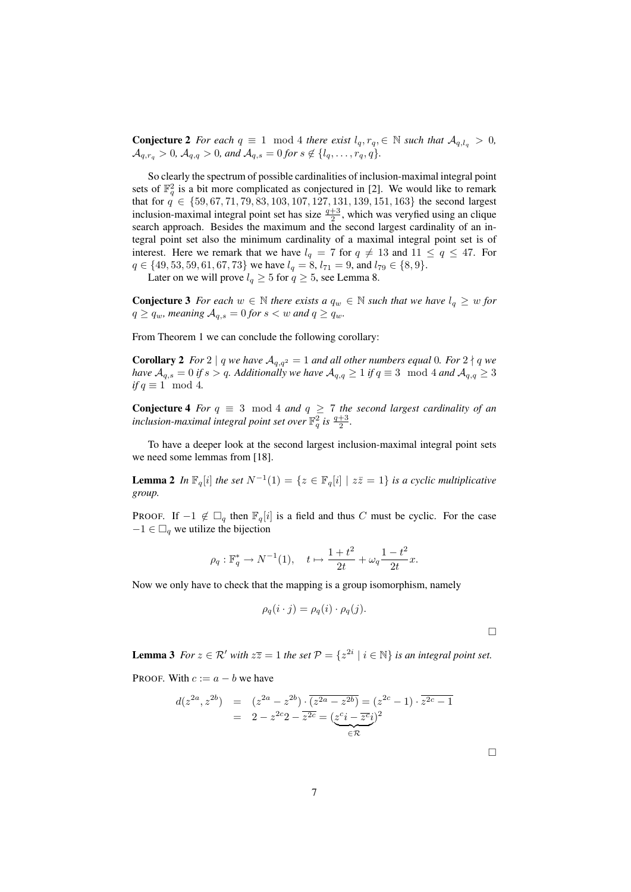**Conjecture 2** *For each $q \equiv 1 \mod 4$ there exist $l_q, r_q, \in \mathbb{N}$ such that $\mathcal{A}_{q,l_q} > 0$, $\mathcal{A}_{q,r_q} > 0$, $\mathcal{A}_{q,q} > 0$, and $\mathcal{A}_{q,s} = 0$ for $s \notin \{l_q, \ldots, r_q, q\}$.*

So clearly the spectrum of possible cardinalities of inclusion-maximal integral point sets of $\mathbb{F}_q^2$ is a bit more complicated as conjectured in [2]. We would like to remark that for $q \in \{59, 67, 71, 79, 83, 103, 107, 127, 131, 139, 151, 163\}$ the second largest inclusion-maximal integral point set has size $\frac{q+3}{2}$, which was veryfied using an clique search approach. Besides the maximum and the second largest cardinality of an integral point set also the minimum cardinality of a maximal integral point set is of interest. Here we remark that we have $l_q = 7$ for $q \neq 13$ and $11 \leq q \leq 47$. For $q \in \{49, 53, 59, 61, 67, 73\}$ we have $l_q = 8$, $l_{71} = 9$, and $l_{79} \in \{8, 9\}$.

Later on we will prove $l_q \geq 5$ for $q \geq 5$, see Lemma 8.

**Conjecture 3** *For each $w \in \mathbb{N}$ there exists a $q_w \in \mathbb{N}$ such that we have $l_q \geq w$ for $q \geq q_w$, meaning $\mathcal{A}_{q,s} = 0$ for $s < w$ and $q \geq q_w$.*

From Theorem 1 we can conclude the following corollary:

**Corollary 2** *For $2 \mid q$ we have $\mathcal{A}_{q,q^2} = 1$ and all other numbers equal 0. For $2 \nmid q$ we have $\mathcal{A}_{q,s} = 0$ if $s > q$. Additionally we have $\mathcal{A}_{q,q} \geq 1$ if $q \equiv 3 \mod 4$ and $\mathcal{A}_{q,q} \geq 3$ if $q \equiv 1 \mod 4$.*

**Conjecture 4** *For $q \equiv 3 \mod 4$ and $q \geq 7$ the second largest cardinality of an inclusion-maximal integral point set over $\mathbb{F}_q^2$ is $\frac{q+3}{2}$.*

To have a deeper look at the second largest inclusion-maximal integral point sets we need some lemmas from [18].

**Lemma 2** *In $\mathbb{F}_q[i]$ the set $N^{-1}(1) = \{z \in \mathbb{F}_q[i] \mid z\bar{z} = 1\}$ is a cyclic multiplicative group.*

PROOF. If $-1 \notin \square_q$ then $\mathbb{F}_q[i]$ is a field and thus $C$ must be cyclic. For the case $-1 \in \square_q$ we utilize the bijection

$$\rho_q : \mathbb{F}_q^* \to N^{-1}(1), \quad t \mapsto \frac{1+t^2}{2t} + \omega_q \frac{1-t^2}{2t} x.$$

Now we only have to check that the mapping is a group isomorphism, namely

$$\rho_q(i \cdot j) = \rho_q(i) \cdot \rho_q(j).$$

□

**Lemma 3** *For $z \in \mathcal{R}'$ with $z\overline{z} = 1$ the set $\mathcal{P} = \{z^{2i} \mid i \in \mathbb{N}\}$ is an integral point set.*

PROOF. With $c := a - b$ we have

$$\begin{aligned} d(z^{2a}, z^{2b}) &= (z^{2a} - z^{2b}) \cdot \overline{(z^{2a} - z^{2b})} = (z^{2c} - 1) \cdot \overline{z^{2c} - 1} \\ &= 2 - z^{2c} 2 - \overline{z^{2c}} = (\underbrace{z^c i - \overline{z^c} i}_{\in \mathcal{R}})^2 \end{aligned}$$

□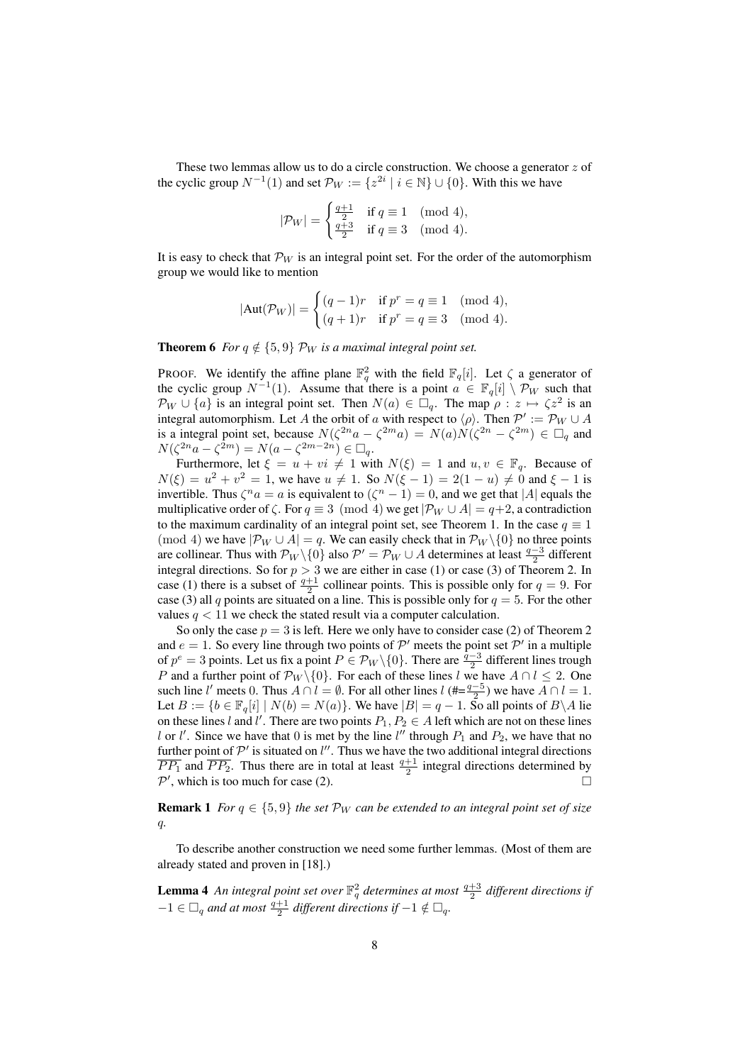These two lemmas allow us to do a circle construction. We choose a generator $z$ of the cyclic group $N^{-1}(1)$ and set $\mathcal{P}_W := \{z^{2i} \mid i \in \mathbb{N}\} \cup \{0\}$. With this we have

$$|\mathcal{P}_W| = \begin{cases} \frac{q+1}{2} & \text{if } q \equiv 1 \pmod 4, \\ \frac{q+3}{2} & \text{if } q \equiv 3 \pmod 4. \end{cases}$$

It is easy to check that $\mathcal{P}_W$ is an integral point set. For the order of the automorphism group we would like to mention

$$|\mathrm{Aut}(\mathcal{P}_W)| = \begin{cases} (q-1)r & \text{if } p^r = q \equiv 1 \pmod 4, \\ (q+1)r & \text{if } p^r = q \equiv 3 \pmod 4. \end{cases}$$

**Theorem 6** *For $q \notin \{5, 9\}$ $\mathcal{P}_W$ is a maximal integral point set.*

PROOF. We identify the affine plane $\mathbb{F}_q^2$ with the field $\mathbb{F}_q[i]$. Let $\zeta$ a generator of the cyclic group $N^{-1}(1)$. Assume that there is a point $a \in \mathbb{F}_q[i] \setminus \mathcal{P}_W$ such that $\mathcal{P}_W \cup \{a\}$ is an integral point set. Then $N(a) \in \square_q$. The map $\rho : z \mapsto \zeta z^2$ is an integral automorphism. Let $A$ the orbit of $a$ with respect to $\langle\rho\rangle$. Then $\mathcal{P}' := \mathcal{P}_W \cup A$ is a integral point set, because $N(\zeta^{2n}a - \zeta^{2m}a) = N(a)N(\zeta^{2n} - \zeta^{2m}) \in \square_q$ and $N(\zeta^{2n}a - \zeta^{2m}) = N(a - \zeta^{2m-2n}) \in \square_q$.

Furthermore, let $\xi = u + vi \neq 1$ with $N(\xi) = 1$ and $u, v \in \mathbb{F}_q$. Because of $N(\xi) = u^2 + v^2 = 1$, we have $u \neq 1$. So $N(\xi - 1) = 2(1 - u) \neq 0$ and $\xi - 1$ is invertible. Thus $\zeta^n a = a$ is equivalent to $(\zeta^n - 1) = 0$, and we get that $|A|$ equals the multiplicative order of $\zeta$. For $q \equiv 3 \pmod 4$ we get $|\mathcal{P}_W \cup A| = q+2$, a contradiction to the maximum cardinality of an integral point set, see Theorem 1. In the case $q \equiv 1 \pmod 4$ we have $|\mathcal{P}_W \cup A| = q$. We can easily check that in $\mathcal{P}_W \backslash \{0\}$ no three points are collinear. Thus with $\mathcal{P}_W \backslash \{0\}$ also $\mathcal{P}' = \mathcal{P}_W \cup A$ determines at least $\frac{q-3}{2}$ different integral directions. So for $p > 3$ we are either in case (1) or case (3) of Theorem 2. In case (1) there is a subset of $\frac{q+1}{2}$ collinear points. This is possible only for $q = 9$. For case (3) all $q$ points are situated on a line. This is possible only for $q = 5$. For the other values $q < 11$ we check the stated result via a computer calculation.

So only the case $p = 3$ is left. Here we only have to consider case (2) of Theorem 2 and $e = 1$. So every line through two points of $\mathcal{P}'$ meets the point set $\mathcal{P}'$ in a multiple of $p^e = 3$ points. Let us fix a point $P \in \mathcal{P}_W \backslash \{0\}$. There are $\frac{q-3}{2}$ different lines trough $P$ and a further point of $\mathcal{P}_W \backslash \{0\}$. For each of these lines $l$ we have $A \cap l \leq 2$. One such line $l'$ meets 0. Thus $A \cap l = \emptyset$. For all other lines $l$ (#$=\frac{q-5}{2}$) we have $A \cap l = 1$. Let $B := \{b \in \mathbb{F}_q[i] \mid N(b) = N(a)\}$. We have $|B| = q - 1$. So all points of $B \backslash A$ lie on these lines $l$ and $l'$. There are two points $P_1, P_2 \in A$ left which are not on these lines $l$ or $l'$. Since we have that 0 is met by the line $l''$ through $P_1$ and $P_2$, we have that no further point of $\mathcal{P}'$ is situated on $l''$. Thus we have the two additional integral directions $\overline{PP_1}$ and $\overline{PP_2}$. Thus there are in total at least $\frac{q+1}{2}$ integral directions determined by $\mathcal{P}'$, which is too much for case (2). $\square$

**Remark 1** *For $q \in \{5, 9\}$ the set $\mathcal{P}_W$ can be extended to an integral point set of size $q$.*

To describe another construction we need some further lemmas. (Most of them are already stated and proven in [18].)

**Lemma 4** *An integral point set over $\mathbb{F}_q^2$ determines at most $\frac{q+3}{2}$ different directions if $-1 \in \square_q$ and at most $\frac{q+1}{2}$ different directions if $-1 \notin \square_q$.*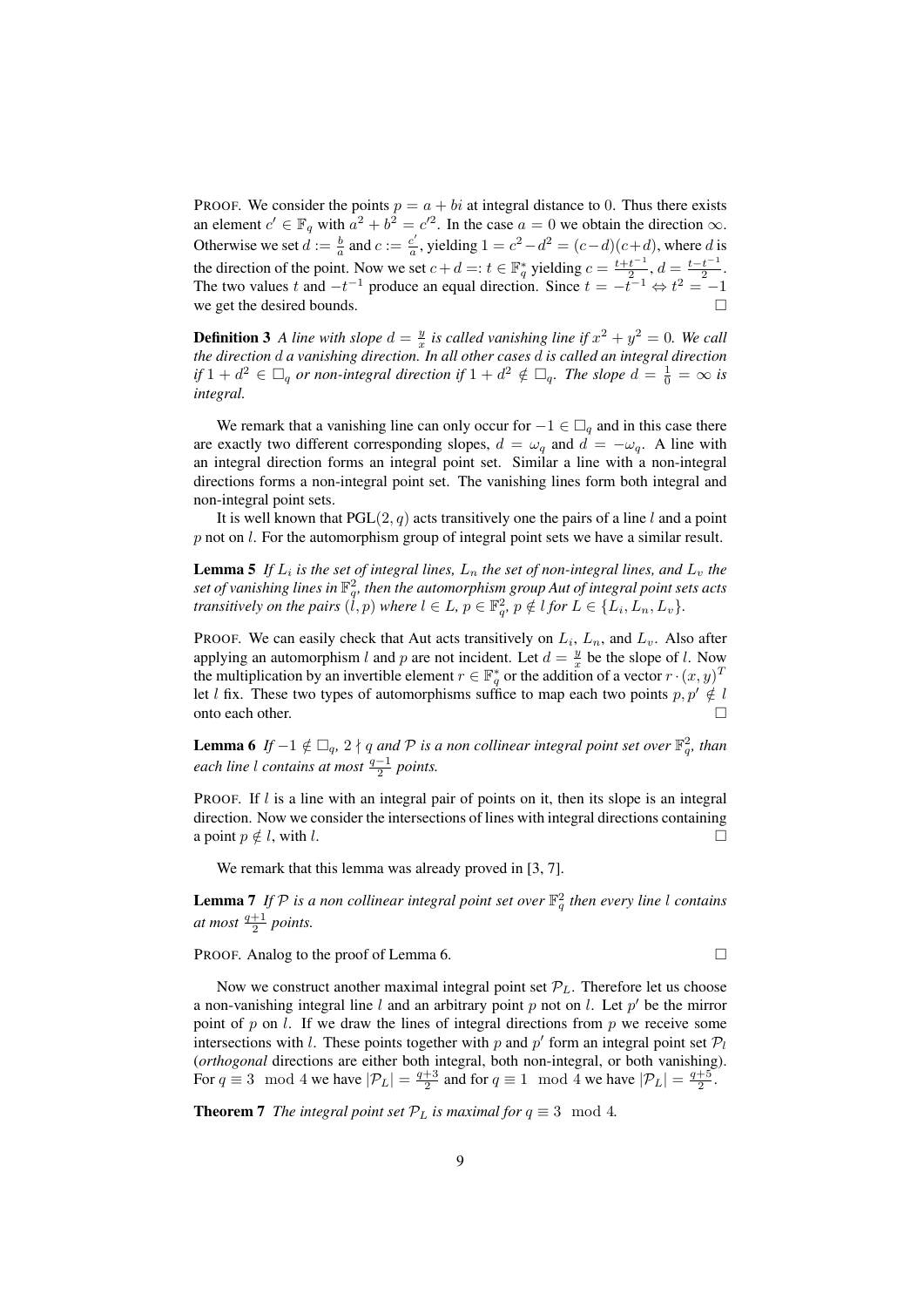PROOF. We consider the points $p = a + bi$ at integral distance to $0$. Thus there exists an element $c' \in \mathbb{F}_q$ with $a^2 + b^2 = c'^2$. In the case $a = 0$ we obtain the direction $\infty$. Otherwise we set $d := \frac{b}{a}$ and $c := \frac{c'}{a}$, yielding $1 = c^2 - d^2 = (c-d)(c+d)$, where $d$ is the direction of the point. Now we set $c + d =: t \in \mathbb{F}_q^*$ yielding $c = \frac{t+t^{-1}}{2}$, $d = \frac{t-t^{-1}}{2}$. The two values $t$ and $-t^{-1}$ produce an equal direction. Since $t = -t^{-1} \Leftrightarrow t^2 = -1$ we get the desired bounds. □

**Definition 3** *A line with slope $d = \frac{y}{x}$ is called vanishing line if $x^2 + y^2 = 0$. We call the direction $d$ a vanishing direction. In all other cases $d$ is called an integral direction if $1 + d^2 \in \square_q$ or non-integral direction if $1 + d^2 \notin \square_q$. The slope $d = \frac{1}{0} = \infty$ is integral.*

We remark that a vanishing line can only occur for $-1 \in \square_q$ and in this case there are exactly two different corresponding slopes, $d = \omega_q$ and $d = -\omega_q$. A line with an integral direction forms an integral point set. Similar a line with a non-integral directions forms a non-integral point set. The vanishing lines form both integral and non-integral point sets.

It is well known that $\mathrm{PGL}(2, q)$ acts transitively one the pairs of a line $l$ and a point $p$ not on $l$. For the automorphism group of integral point sets we have a similar result.

**Lemma 5** *If $L_i$ is the set of integral lines, $L_n$ the set of non-integral lines, and $L_v$ the set of vanishing lines in $\mathbb{F}_q^2$, then the automorphism group Aut of integral point sets acts transitively on the pairs $(l, p)$ where $l \in L$, $p \in \mathbb{F}_q^2$, $p \notin l$ for $L \in \{L_i, L_n, L_v\}$.*

PROOF. We can easily check that Aut acts transitively on $L_i$, $L_n$, and $L_v$. Also after applying an automorphism $l$ and $p$ are not incident. Let $d = \frac{y}{x}$ be the slope of $l$. Now the multiplication by an invertible element $r \in \mathbb{F}_q^*$ or the addition of a vector $r \cdot (x, y)^T$ let $l$ fix. These two types of automorphisms suffice to map each two points $p, p' \notin l$ onto each other. □

**Lemma 6** *If $-1 \notin \square_q$, $2 \nmid q$ and $\mathcal{P}$ is a non collinear integral point set over $\mathbb{F}_q^2$, than each line $l$ contains at most $\frac{q-1}{2}$ points.*

PROOF. If $l$ is a line with an integral pair of points on it, then its slope is an integral direction. Now we consider the intersections of lines with integral directions containing a point $p \notin l$, with $l$. □

We remark that this lemma was already proved in [3, 7].

**Lemma 7** *If $\mathcal{P}$ is a non collinear integral point set over $\mathbb{F}_q^2$ then every line $l$ contains at most $\frac{q+1}{2}$ points.*

PROOF. Analog to the proof of Lemma 6. □

Now we construct another maximal integral point set $\mathcal{P}_L$. Therefore let us choose a non-vanishing integral line $l$ and an arbitrary point $p$ not on $l$. Let $p'$ be the mirror point of $p$ on $l$. If we draw the lines of integral directions from $p$ we receive some intersections with $l$. These points together with $p$ and $p'$ form an integral point set $\mathcal{P}_l$ (*orthogonal* directions are either both integral, both non-integral, or both vanishing). For $q \equiv 3 \mod 4$ we have $|\mathcal{P}_L| = \frac{q+3}{2}$ and for $q \equiv 1 \mod 4$ we have $|\mathcal{P}_L| = \frac{q+5}{2}$.

**Theorem 7** *The integral point set $\mathcal{P}_L$ is maximal for $q \equiv 3 \mod 4$.*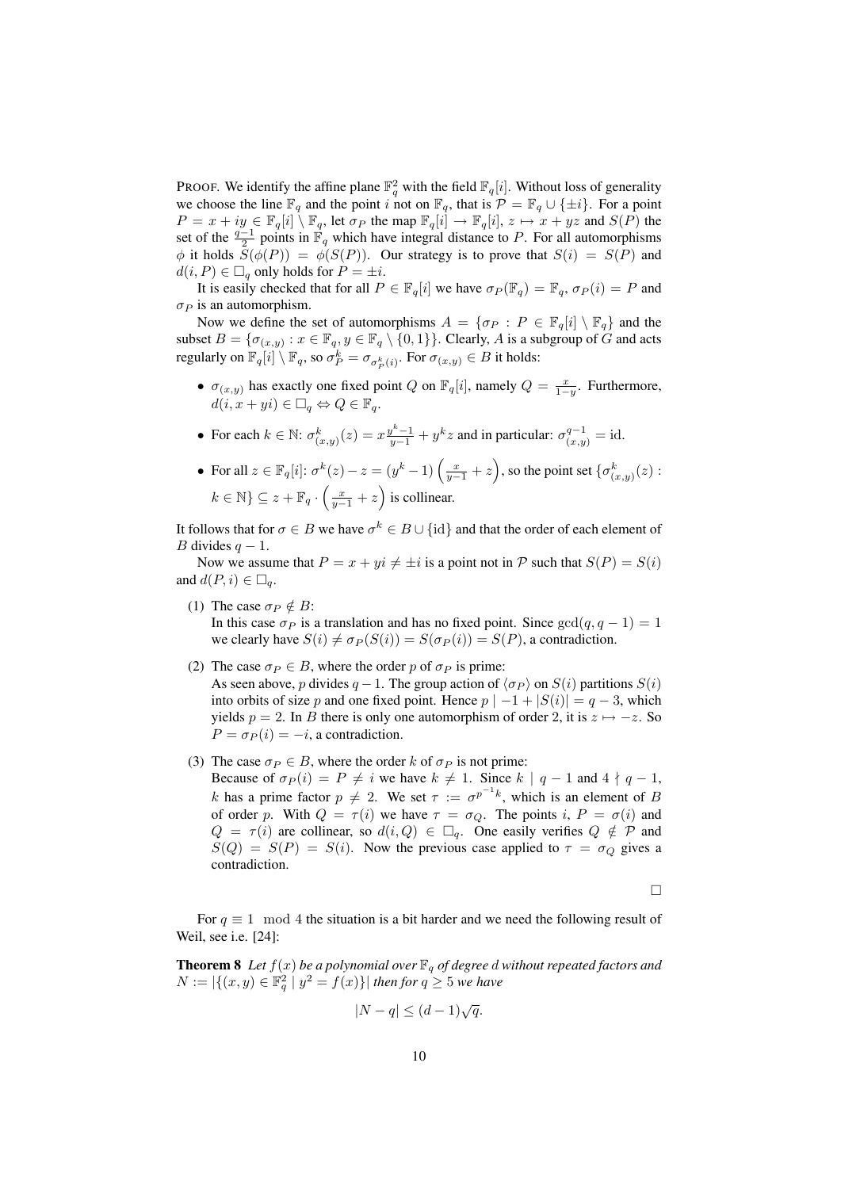PROOF. We identify the affine plane $\mathbb{F}_q^2$ with the field $\mathbb{F}_q[i]$. Without loss of generality we choose the line $\mathbb{F}_q$ and the point $i$ not on $\mathbb{F}_q$, that is $\mathcal{P} = \mathbb{F}_q \cup \{\pm i\}$. For a point $P = x + iy \in \mathbb{F}_q[i] \setminus \mathbb{F}_q$, let $\sigma_P$ the map $\mathbb{F}_q[i] \to \mathbb{F}_q[i]$, $z \mapsto x + yz$ and $S(P)$ the set of the $\frac{q-1}{2}$ points in $\mathbb{F}_q$ which have integral distance to $P$. For all automorphisms $\phi$ it holds $S(\phi(P)) = \phi(S(P))$. Our strategy is to prove that $S(i) = S(P)$ and $d(i, P) \in \square_q$ only holds for $P = \pm i$.

It is easily checked that for all $P \in \mathbb{F}_q[i]$ we have $\sigma_P(\mathbb{F}_q) = \mathbb{F}_q$, $\sigma_P(i) = P$ and $\sigma_P$ is an automorphism.

Now we define the set of automorphisms $A = \{\sigma_P : P \in \mathbb{F}_q[i] \setminus \mathbb{F}_q\}$ and the subset $B = \{\sigma_{(x,y)} : x \in \mathbb{F}_q, y \in \mathbb{F}_q \setminus \{0, 1\}\}$. Clearly, $A$ is a subgroup of $G$ and acts regularly on $\mathbb{F}_q[i] \setminus \mathbb{F}_q$, so $\sigma_P^k = \sigma_{\sigma_P^k(i)}$. For $\sigma_{(x,y)} \in B$ it holds:

- $\sigma_{(x,y)}$ has exactly one fixed point $Q$ on $\mathbb{F}_q[i]$, namely $Q = \frac{x}{1-y}$. Furthermore, $d(i, x + yi) \in \square_q \Leftrightarrow Q \in \mathbb{F}_q$.
- For each $k \in \mathbb{N}$: $\sigma_{(x,y)}^k(z) = x\frac{y^k - 1}{y-1} + y^k z$ and in particular: $\sigma_{(x,y)}^{q-1} = \mathrm{id}$.
- For all $z \in \mathbb{F}_q[i]$: $\sigma^k(z) - z = \left(y^k - 1\right)\left(\frac{x}{y-1} + z\right)$, so the point set $\{\sigma_{(x,y)}^k(z) : k \in \mathbb{N}\} \subseteq z + \mathbb{F}_q \cdot \left(\frac{x}{y-1} + z\right)$ is collinear.

It follows that for $\sigma \in B$ we have $\sigma^k \in B \cup \{\mathrm{id}\}$ and that the order of each element of $B$ divides $q - 1$.

Now we assume that $P = x + yi \neq \pm i$ is a point not in $\mathcal{P}$ such that $S(P) = S(i)$ and $d(P, i) \in \square_q$.

1. The case $\sigma_P \notin B$:
   In this case $\sigma_P$ is a translation and has no fixed point. Since $\gcd(q, q-1) = 1$ we clearly have $S(i) \neq \sigma_P(S(i)) = S(\sigma_P(i)) = S(P)$, a contradiction.
2. The case $\sigma_P \in B$, where the order $p$ of $\sigma_P$ is prime:
   As seen above, $p$ divides $q - 1$. The group action of $\langle \sigma_P \rangle$ on $S(i)$ partitions $S(i)$ into orbits of size $p$ and one fixed point. Hence $p \mid -1 + |S(i)| = q - 3$, which yields $p = 2$. In $B$ there is only one automorphism of order 2, it is $z \mapsto -z$. So $P = \sigma_P(i) = -i$, a contradiction.
3. The case $\sigma_P \in B$, where the order $k$ of $\sigma_P$ is not prime:
   Because of $\sigma_P(i) = P \neq i$ we have $k \neq 1$. Since $k \mid q - 1$ and $4 \nmid q - 1$, $k$ has a prime factor $p \neq 2$. We set $\tau := \sigma^{p^{-1}k}$, which is an element of $B$ of order $p$. With $Q = \tau(i)$ we have $\tau = \sigma_Q$. The points $i$, $P = \sigma(i)$ and $Q = \tau(i)$ are collinear, so $d(i, Q) \in \square_q$. One easily verifies $Q \notin \mathcal{P}$ and $S(Q) = S(P) = S(i)$. Now the previous case applied to $\tau = \sigma_Q$ gives a contradiction.

□

For $q \equiv 1 \mod 4$ the situation is a bit harder and we need the following result of Weil, see i.e. [24]:

**Theorem 8** *Let $f(x)$ be a polynomial over $\mathbb{F}_q$ of degree $d$ without repeated factors and $N := |\{(x, y) \in \mathbb{F}_q^2 \mid y^2 = f(x)\}|$ then for $q \geq 5$ we have*

$$|N - q| \leq (d - 1)\sqrt{q}.$$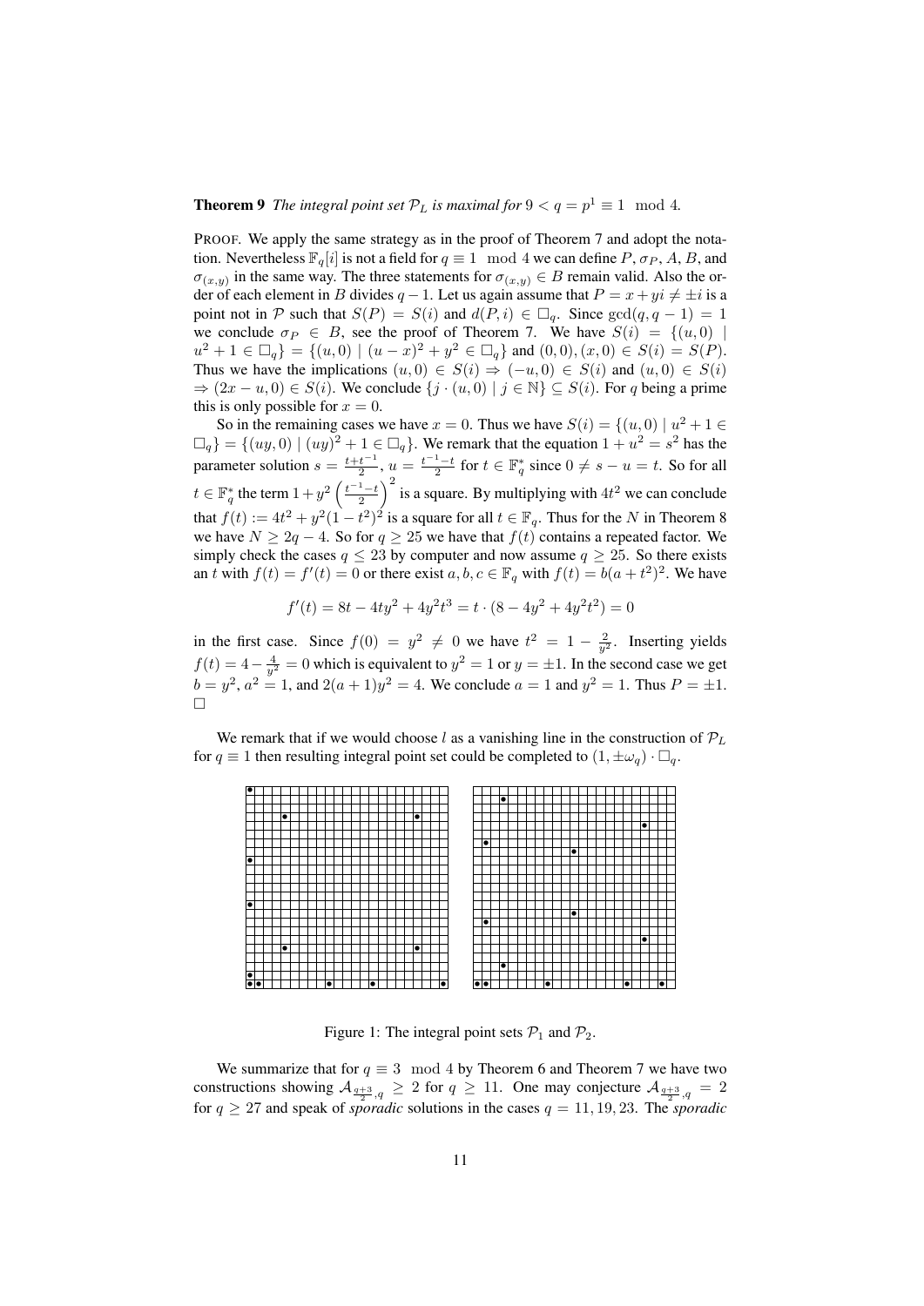**Theorem 9** *The integral point set $\mathcal{P}_L$ is maximal for $9 < q = p^1 \equiv 1 \mod 4$.*

PROOF. We apply the same strategy as in the proof of Theorem 7 and adopt the notation. Nevertheless $\mathbb{F}_q[i]$ is not a field for $q \equiv 1 \mod 4$ we can define $P$, $\sigma_P$, $A$, $B$, and $\sigma_{(x,y)}$ in the same way. The three statements for $\sigma_{(x,y)} \in B$ remain valid. Also the order of each element in $B$ divides $q-1$. Let us again assume that $P = x + yi \neq \pm i$ is a point not in $\mathcal{P}$ such that $S(P) = S(i)$ and $d(P, i) \in \square_q$. Since $\gcd(q, q-1) = 1$ we conclude $\sigma_P \in B$, see the proof of Theorem 7. We have $S(i) = \{(u, 0) \mid u^2 + 1 \in \square_q\} = \{(u, 0) \mid (u-x)^2 + y^2 \in \square_q\}$ and $(0,0), (x, 0) \in S(i) = S(P)$. Thus we have the implications $(u, 0) \in S(i) \Rightarrow (-u, 0) \in S(i)$ and $(u, 0) \in S(i) \Rightarrow (2x - u, 0) \in S(i)$. We conclude $\{j \cdot (u, 0) \mid j \in \mathbb{N}\} \subseteq S(i)$. For $q$ being a prime this is only possible for $x = 0$.

So in the remaining cases we have $x = 0$. Thus we have $S(i) = \{(u, 0) \mid u^2 + 1 \in \square_q\} = \{(uy, 0) \mid (uy)^2 + 1 \in \square_q\}$. We remark that the equation $1 + u^2 = s^2$ has the parameter solution $s = \frac{t + t^{-1}}{2}$, $u = \frac{t^{-1} - t}{2}$ for $t \in \mathbb{F}_q^*$ since $0 \neq s - u = t$. So for all $t \in \mathbb{F}_q^*$ the term $1 + y^2 \left(\frac{t^{-1} - t}{2}\right)^2$ is a square. By multiplying with $4t^2$ we can conclude that $f(t) := 4t^2 + y^2(1 - t^2)^2$ is a square for all $t \in \mathbb{F}_q$. Thus for the $N$ in Theorem 8 we have $N \geq 2q - 4$. So for $q \geq 25$ we have that $f(t)$ contains a repeated factor. We simply check the cases $q \leq 23$ by computer and now assume $q \geq 25$. So there exists an $t$ with $f(t) = f'(t) = 0$ or there exist $a, b, c \in \mathbb{F}_q$ with $f(t) = b(a + t^2)^2$. We have

$$f'(t) = 8t - 4ty^2 + 4y^2t^3 = t \cdot (8 - 4y^2 + 4y^2t^2) = 0$$

in the first case. Since $f(0) = y^2 \neq 0$ we have $t^2 = 1 - \frac{2}{y^2}$. Inserting yields $f(t) = 4 - \frac{4}{y^2} = 0$ which is equivalent to $y^2 = 1$ or $y = \pm 1$. In the second case we get $b = y^2$, $a^2 = 1$, and $2(a+1)y^2 = 4$. We conclude $a = 1$ and $y^2 = 1$. Thus $P = \pm 1$. $\square$

We remark that if we would choose $l$ as a vanishing line in the construction of $\mathcal{P}_L$ for $q \equiv 1$ then resulting integral point set could be completed to $(1, \pm\omega_q) \cdot \square_q$.

Figure 1: The integral point sets $\mathcal{P}_1$ and $\mathcal{P}_2$.

We summarize that for $q \equiv 3 \mod 4$ by Theorem 6 and Theorem 7 we have two constructions showing $\mathcal{A}_{\frac{q+3}{2}, q} \geq 2$ for $q \geq 11$. One may conjecture $\mathcal{A}_{\frac{q+3}{2}, q} = 2$ for $q \geq 27$ and speak of *sporadic* solutions in the cases $q = 11, 19, 23$. The *sporadic*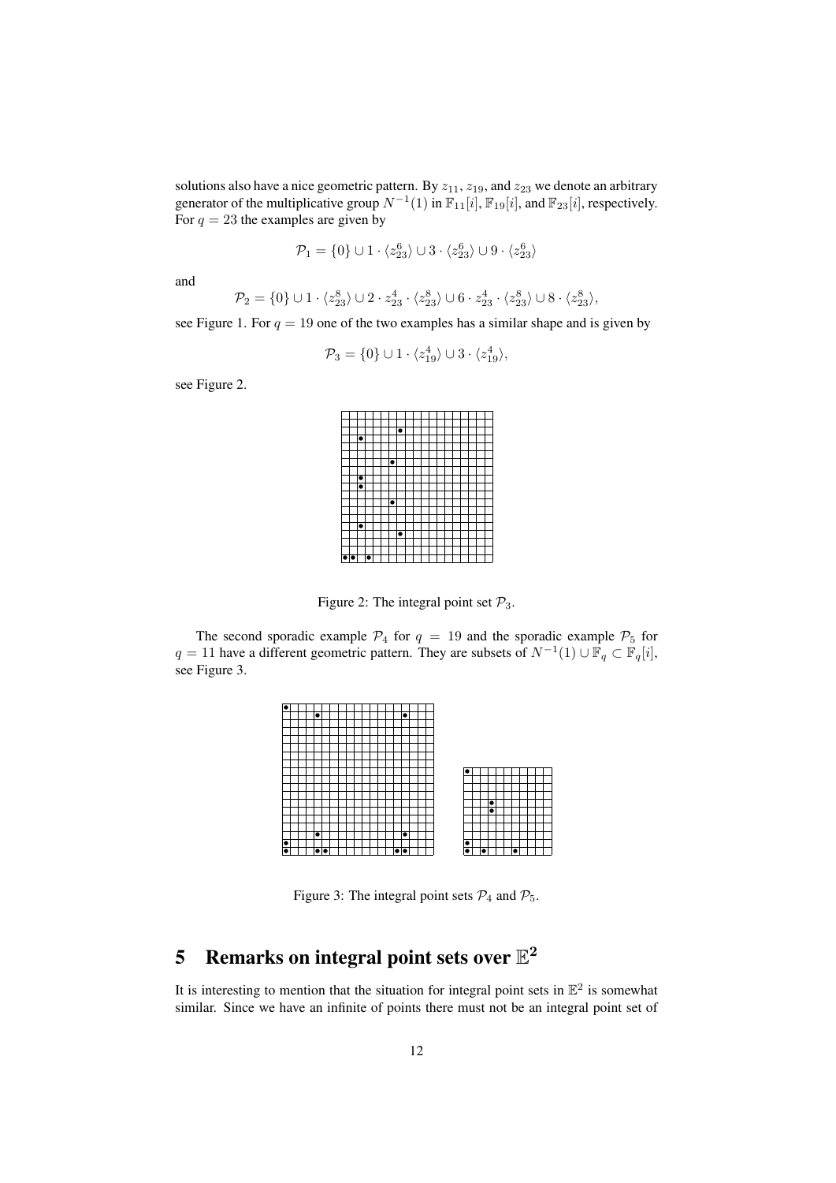solutions also have a nice geometric pattern. By $z_{11}$, $z_{19}$, and $z_{23}$ we denote an arbitrary generator of the multiplicative group $N^{-1}(1)$ in $\mathbb{F}_{11}[i]$, $\mathbb{F}_{19}[i]$, and $\mathbb{F}_{23}[i]$, respectively. For $q = 23$ the examples are given by

$$\mathcal{P}_1 = \{0\} \cup 1 \cdot \langle z_{23}^6 \rangle \cup 3 \cdot \langle z_{23}^6 \rangle \cup 9 \cdot \langle z_{23}^6 \rangle$$

and

$$\mathcal{P}_2 = \{0\} \cup 1 \cdot \langle z_{23}^8 \rangle \cup 2 \cdot z_{23}^4 \cdot \langle z_{23}^8 \rangle \cup 6 \cdot z_{23}^4 \cdot \langle z_{23}^8 \rangle \cup 8 \cdot \langle z_{23}^8 \rangle,$$

see Figure 1. For $q = 19$ one of the two examples has a similar shape and is given by

$$\mathcal{P}_3 = \{0\} \cup 1 \cdot \langle z_{19}^4 \rangle \cup 3 \cdot \langle z_{19}^4 \rangle,$$

see Figure 2.

Figure 2: The integral point set $\mathcal{P}_3$.

The second sporadic example $\mathcal{P}_4$ for $q = 19$ and the sporadic example $\mathcal{P}_5$ for $q = 11$ have a different geometric pattern. They are subsets of $N^{-1}(1) \cup \mathbb{F}_q \subset \mathbb{F}_q[i]$, see Figure 3.

Figure 3: The integral point sets $\mathcal{P}_4$ and $\mathcal{P}_5$.

## 5 Remarks on integral point sets over $\mathbb{E}^2$

It is interesting to mention that the situation for integral point sets in $\mathbb{E}^2$ is somewhat similar. Since we have an infinite of points there must not be an integral point set of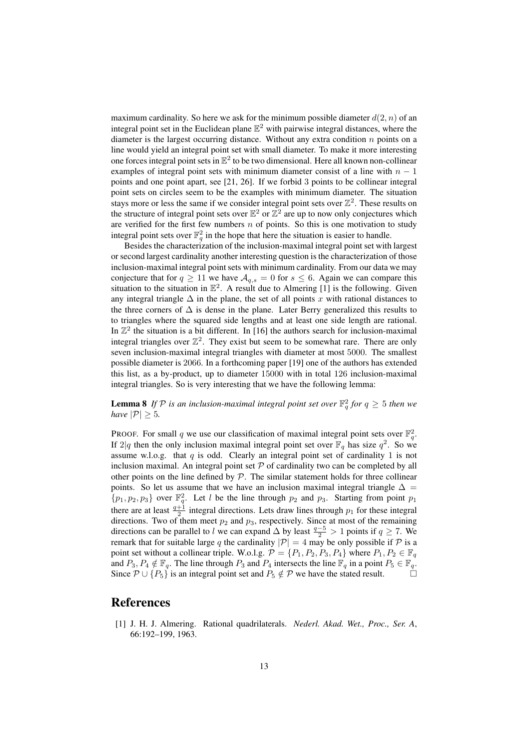maximum cardinality. So here we ask for the minimum possible diameter $d(2, n)$ of an integral point set in the Euclidean plane $\mathbb{E}^2$ with pairwise integral distances, where the diameter is the largest occurring distance. Without any extra condition $n$ points on a line would yield an integral point set with small diameter. To make it more interesting one forces integral point sets in $\mathbb{E}^2$ to be two dimensional. Here all known non-collinear examples of integral point sets with minimum diameter consist of a line with $n-1$ points and one point apart, see [21, 26]. If we forbid 3 points to be collinear integral point sets on circles seem to be the examples with minimum diameter. The situation stays more or less the same if we consider integral point sets over $\mathbb{Z}^2$. These results on the structure of integral point sets over $\mathbb{E}^2$ or $\mathbb{Z}^2$ are up to now only conjectures which are verified for the first few numbers $n$ of points. So this is one motivation to study integral point sets over $\mathbb{F}_q^2$ in the hope that here the situation is easier to handle.

Besides the characterization of the inclusion-maximal integral point set with largest or second largest cardinality another interesting question is the characterization of those inclusion-maximal integral point sets with minimum cardinality. From our data we may conjecture that for $q \geq 11$ we have $\mathcal{A}_{q,s} = 0$ for $s \leq 6$. Again we can compare this situation to the situation in $\mathbb{E}^2$. A result due to Almering [1] is the following. Given any integral triangle $\Delta$ in the plane, the set of all points $x$ with rational distances to the three corners of $\Delta$ is dense in the plane. Later Berry generalized this results to to triangles where the squared side lengths and at least one side length are rational. In $\mathbb{Z}^2$ the situation is a bit different. In [16] the authors search for inclusion-maximal integral triangles over $\mathbb{Z}^2$. They exist but seem to be somewhat rare. There are only seven inclusion-maximal integral triangles with diameter at most 5000. The smallest possible diameter is 2066. In a forthcoming paper [19] one of the authors has extended this list, as a by-product, up to diameter 15000 with in total 126 inclusion-maximal integral triangles. So is very interesting that we have the following lemma:

**Lemma 8** *If $\mathcal{P}$ is an inclusion-maximal integral point set over $\mathbb{F}_q^2$ for $q \geq 5$ then we have $|\mathcal{P}| \geq 5$.*

PROOF. For small $q$ we use our classification of maximal integral point sets over $\mathbb{F}_q^2$. If $2|q$ then the only inclusion maximal integral point set over $\mathbb{F}_q$ has size $q^2$. So we assume w.l.o.g. that $q$ is odd. Clearly an integral point set of cardinality 1 is not inclusion maximal. An integral point set $\mathcal{P}$ of cardinality two can be completed by all other points on the line defined by $\mathcal{P}$. The similar statement holds for three collinear points. So let us assume that we have an inclusion maximal integral triangle $\Delta = \{p_1, p_2, p_3\}$ over $\mathbb{F}_q^2$. Let $l$ be the line through $p_2$ and $p_3$. Starting from point $p_1$ there are at least $\frac{q+1}{2}$ integral directions. Lets draw lines through $p_1$ for these integral directions. Two of them meet $p_2$ and $p_3$, respectively. Since at most of the remaining directions can be parallel to $l$ we can expand $\Delta$ by least $\frac{q-5}{2} > 1$ points if $q \geq 7$. We remark that for suitable large $q$ the cardinality $|\mathcal{P}| = 4$ may be only possible if $\mathcal{P}$ is a point set without a collinear triple. W.o.l.g. $\mathcal{P} = \{P_1, P_2, P_3, P_4\}$ where $P_1, P_2 \in \mathbb{F}_q$ and $P_3, P_4 \notin \mathbb{F}_q$. The line through $P_3$ and $P_4$ intersects the line $\mathbb{F}_q$ in a point $P_5 \in \mathbb{F}_q$. Since $\mathcal{P} \cup \{P_5\}$ is an integral point set and $P_5 \notin \mathcal{P}$ we have the stated result. $\square$

# References

[1] J. H. J. Almering. Rational quadrilaterals. *Nederl. Akad. Wet., Proc., Ser. A*, 66:192–199, 1963.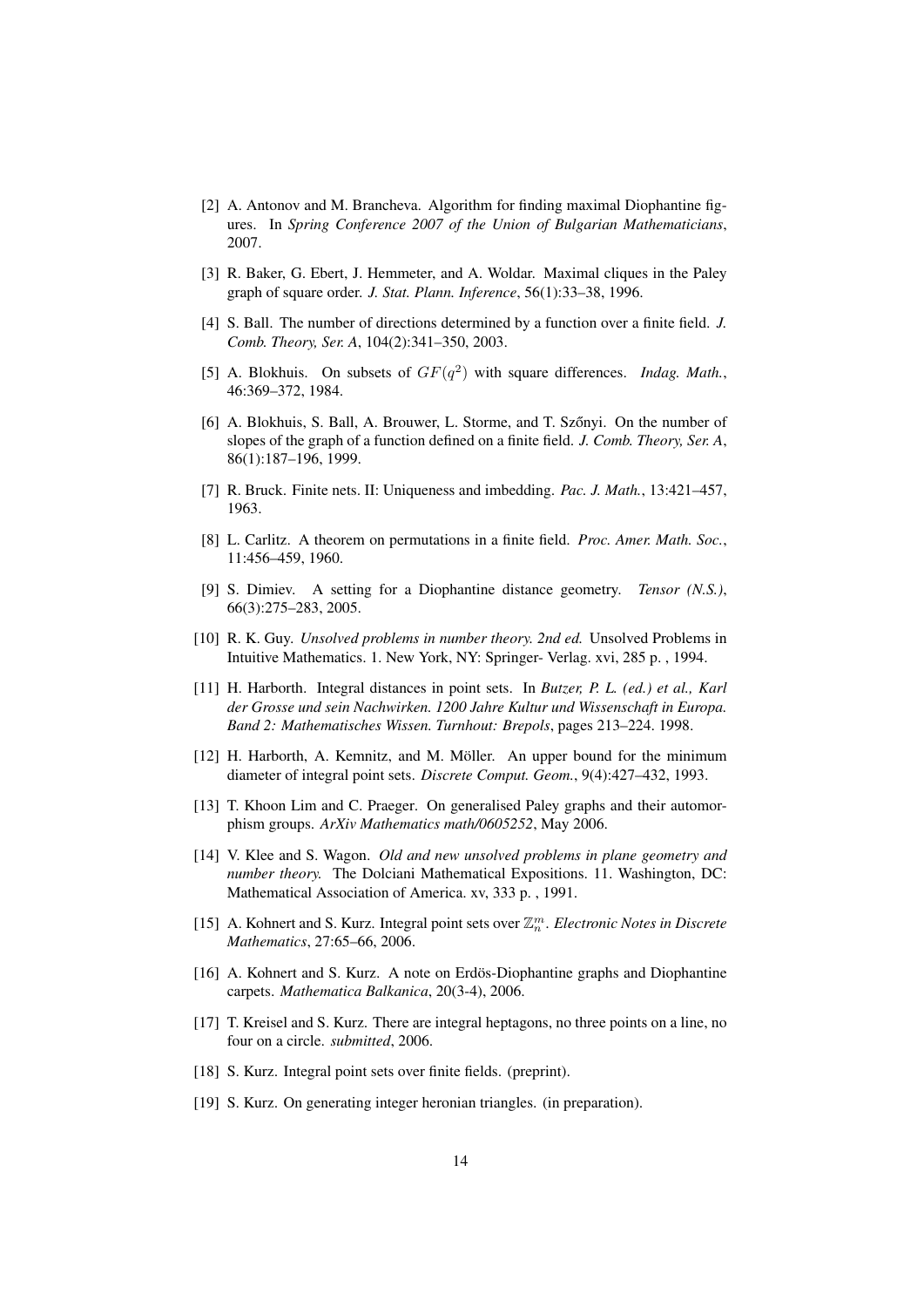[2] A. Antonov and M. Brancheva. Algorithm for finding maximal Diophantine figures. In *Spring Conference 2007 of the Union of Bulgarian Mathematicians*, 2007.

[3] R. Baker, G. Ebert, J. Hemmeter, and A. Woldar. Maximal cliques in the Paley graph of square order. *J. Stat. Plann. Inference*, 56(1):33–38, 1996.

[4] S. Ball. The number of directions determined by a function over a finite field. *J. Comb. Theory, Ser. A*, 104(2):341–350, 2003.

[5] A. Blokhuis. On subsets of $GF(q^2)$ with square differences. *Indag. Math.*, 46:369–372, 1984.

[6] A. Blokhuis, S. Ball, A. Brouwer, L. Storme, and T. Szőnyi. On the number of slopes of the graph of a function defined on a finite field. *J. Comb. Theory, Ser. A*, 86(1):187–196, 1999.

[7] R. Bruck. Finite nets. II: Uniqueness and imbedding. *Pac. J. Math.*, 13:421–457, 1963.

[8] L. Carlitz. A theorem on permutations in a finite field. *Proc. Amer. Math. Soc.*, 11:456–459, 1960.

[9] S. Dimiev. A setting for a Diophantine distance geometry. *Tensor (N.S.)*, 66(3):275–283, 2005.

[10] R. K. Guy. *Unsolved problems in number theory. 2nd ed.* Unsolved Problems in Intuitive Mathematics. 1. New York, NY: Springer- Verlag. xvi, 285 p. , 1994.

[11] H. Harborth. Integral distances in point sets. In *Butzer, P. L. (ed.) et al., Karl der Grosse und sein Nachwirken. 1200 Jahre Kultur und Wissenschaft in Europa. Band 2: Mathematisches Wissen. Turnhout: Brepols*, pages 213–224. 1998.

[12] H. Harborth, A. Kemnitz, and M. Möller. An upper bound for the minimum diameter of integral point sets. *Discrete Comput. Geom.*, 9(4):427–432, 1993.

[13] T. Khoon Lim and C. Praeger. On generalised Paley graphs and their automorphism groups. *ArXiv Mathematics math/0605252*, May 2006.

[14] V. Klee and S. Wagon. *Old and new unsolved problems in plane geometry and number theory.* The Dolciani Mathematical Expositions. 11. Washington, DC: Mathematical Association of America. xv, 333 p. , 1991.

[15] A. Kohnert and S. Kurz. Integral point sets over $\mathbb{Z}_n^m$. *Electronic Notes in Discrete Mathematics*, 27:65–66, 2006.

[16] A. Kohnert and S. Kurz. A note on Erdös-Diophantine graphs and Diophantine carpets. *Mathematica Balkanica*, 20(3-4), 2006.

[17] T. Kreisel and S. Kurz. There are integral heptagons, no three points on a line, no four on a circle. *submitted*, 2006.

[18] S. Kurz. Integral point sets over finite fields. (preprint).

[19] S. Kurz. On generating integer heronian triangles. (in preparation).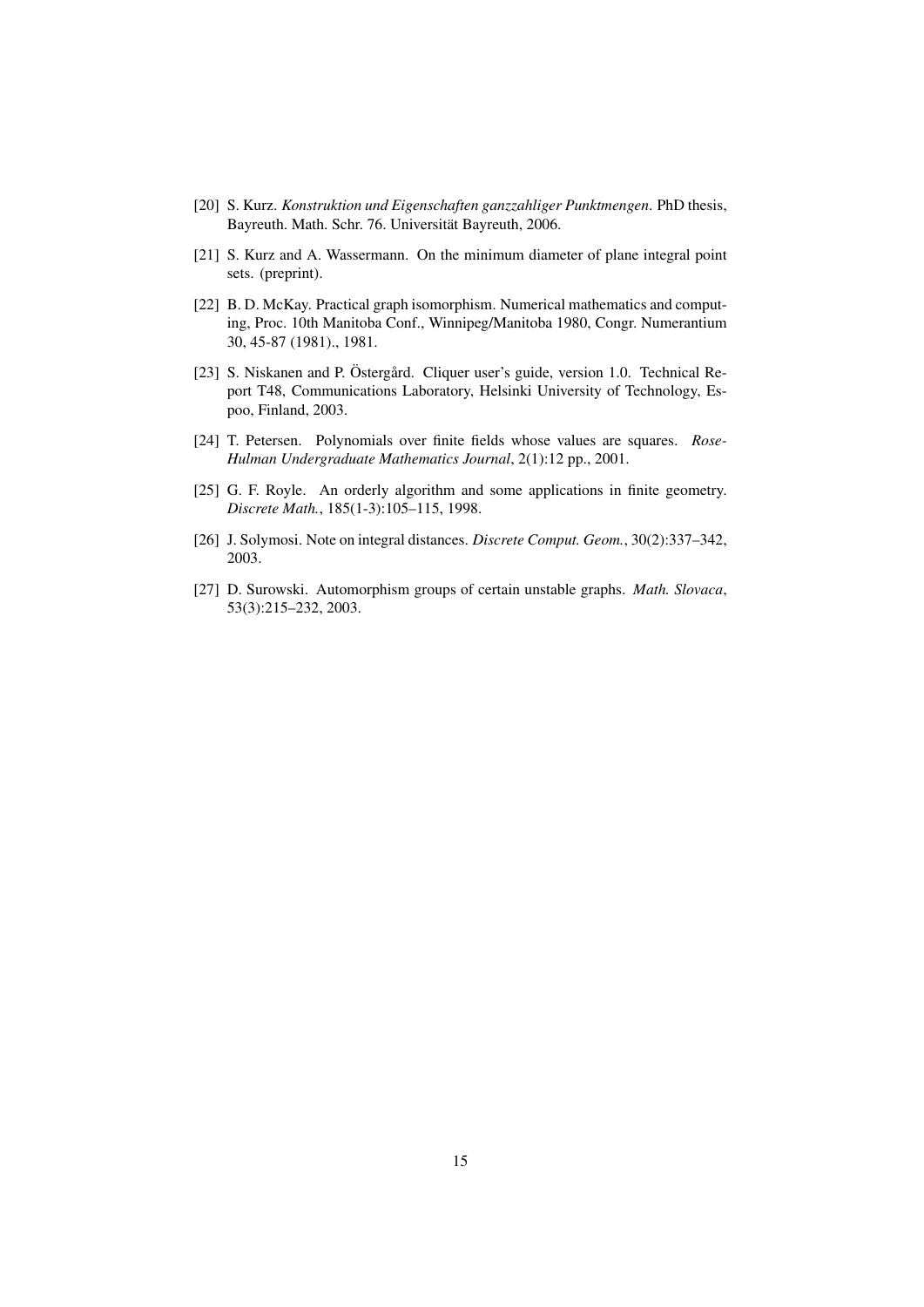[20] S. Kurz. *Konstruktion und Eigenschaften ganzzahliger Punktmengen*. PhD thesis, Bayreuth. Math. Schr. 76. Universität Bayreuth, 2006.

[21] S. Kurz and A. Wassermann. On the minimum diameter of plane integral point sets. (preprint).

[22] B. D. McKay. Practical graph isomorphism. Numerical mathematics and computing, Proc. 10th Manitoba Conf., Winnipeg/Manitoba 1980, Congr. Numerantium 30, 45-87 (1981)., 1981.

[23] S. Niskanen and P. Östergård. Cliquer user's guide, version 1.0. Technical Report T48, Communications Laboratory, Helsinki University of Technology, Espoo, Finland, 2003.

[24] T. Petersen. Polynomials over finite fields whose values are squares. *Rose-Hulman Undergraduate Mathematics Journal*, 2(1):12 pp., 2001.

[25] G. F. Royle. An orderly algorithm and some applications in finite geometry. *Discrete Math.*, 185(1-3):105–115, 1998.

[26] J. Solymosi. Note on integral distances. *Discrete Comput. Geom.*, 30(2):337–342, 2003.

[27] D. Surowski. Automorphism groups of certain unstable graphs. *Math. Slovaca*, 53(3):215–232, 2003.